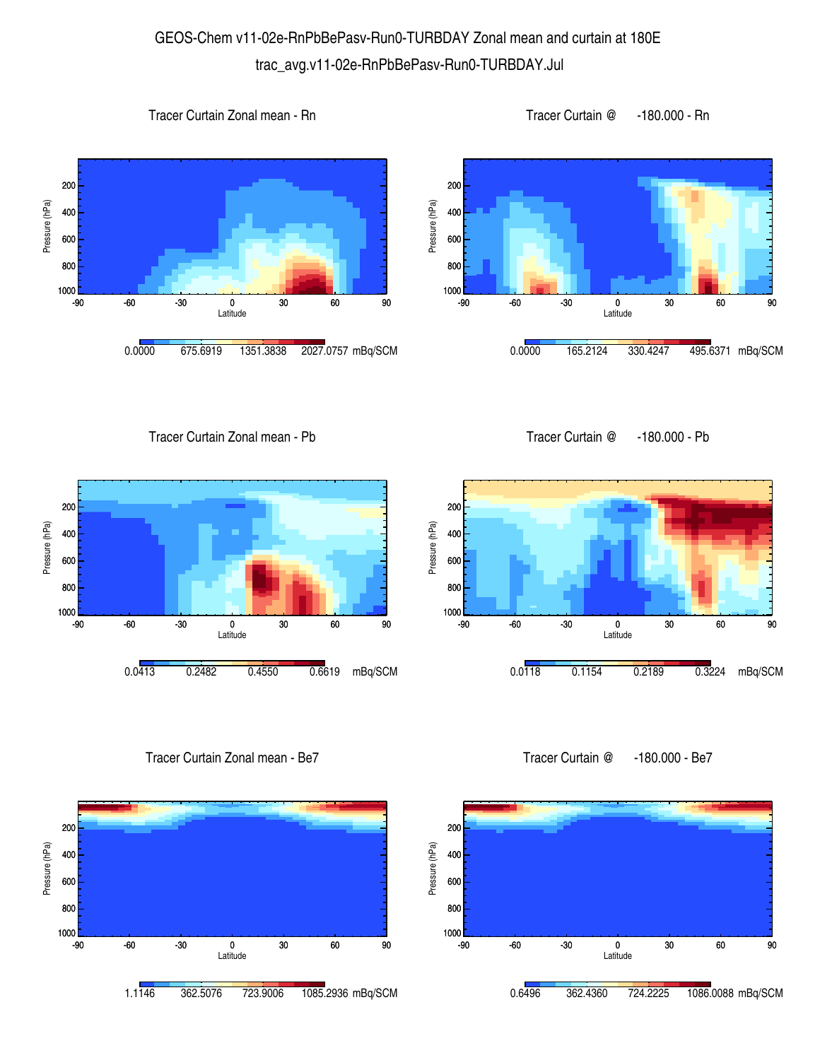# GEOS-Chem v11-02e-RnPbBePasv-Run0-TURBDAY Zonal mean and curtain at 180E

## trac_avg.v11-02e-RnPbBePasv-Run0-TURBDAY.Jul

### Tracer Curtain Zonal mean - Rn

Pressure (hPa): 200, 400, 600, 800, 1000

Latitude: -90, -60, -30, 0, 30, 60, 90

0.0000 675.6919 1351.3838 2027.0757 mBq/SCM

### Tracer Curtain @ -180.000 - Rn

Pressure (hPa): 200, 400, 600, 800, 1000

Latitude: -90, -60, -30, 0, 30, 60, 90

0.0000 165.2124 330.4247 495.6371 mBq/SCM

### Tracer Curtain Zonal mean - Pb

Pressure (hPa): 200, 400, 600, 800, 1000

Latitude: -90, -60, -30, 0, 30, 60, 90

0.0413 0.2482 0.4550 0.6619 mBq/SCM

### Tracer Curtain @ -180.000 - Pb

Pressure (hPa): 200, 400, 600, 800, 1000

Latitude: -90, -60, -30, 0, 30, 60, 90

0.0118 0.1154 0.2189 0.3224 mBq/SCM

### Tracer Curtain Zonal mean - Be7

Pressure (hPa): 200, 400, 600, 800, 1000

Latitude: -90, -60, -30, 0, 30, 60, 90

1.1146 362.5076 723.9006 1085.2936 mBq/SCM

### Tracer Curtain @ -180.000 - Be7

Pressure (hPa): 200, 400, 600, 800, 1000

Latitude: -90, -60, -30, 0, 30, 60, 90

0.6496 362.4360 724.2225 1086.0088 mBq/SCM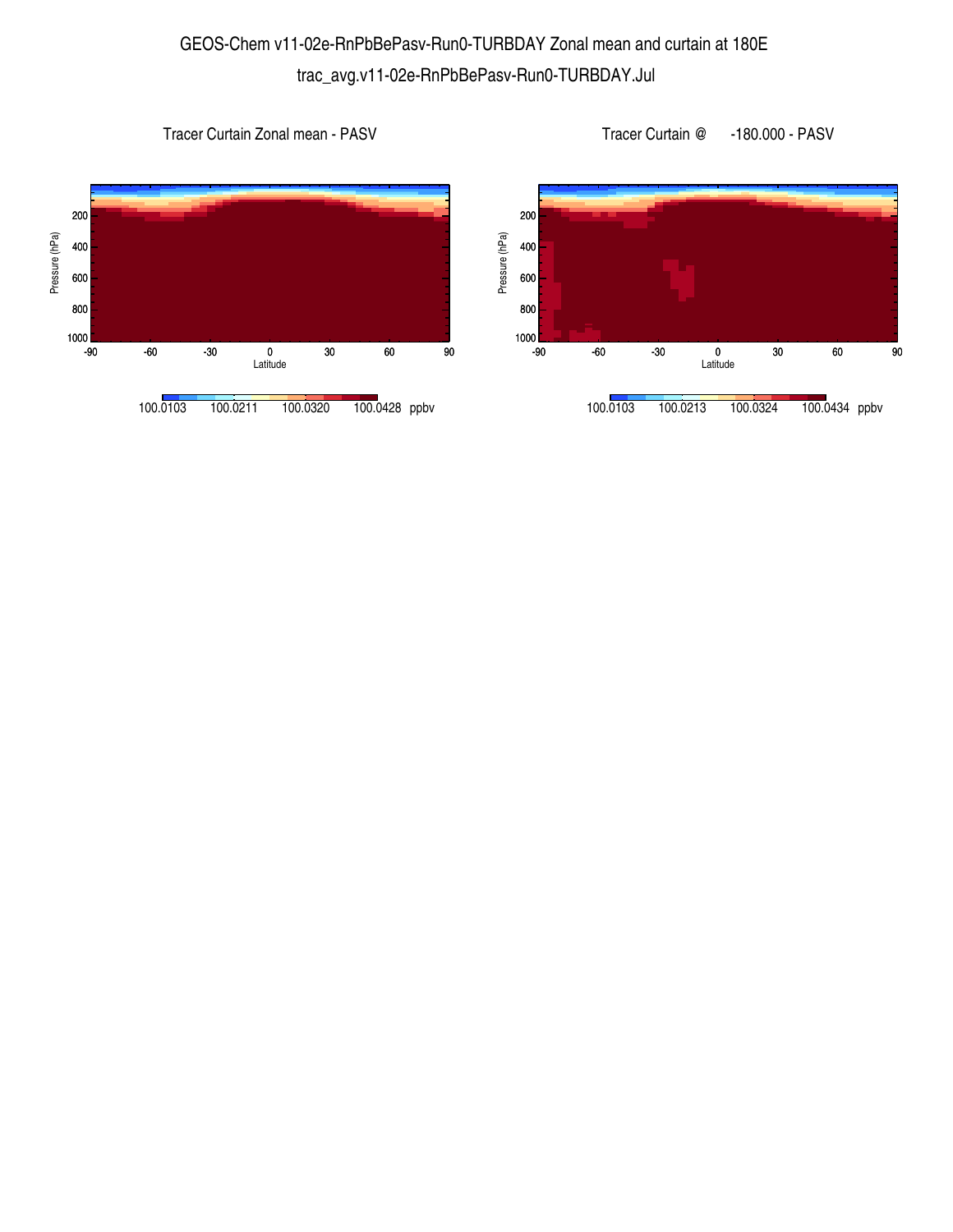GEOS-Chem v11-02e-RnPbBePasv-Run0-TURBDAY Zonal mean and curtain at 180E

trac_avg.v11-02e-RnPbBePasv-Run0-TURBDAY.Jul

Tracer Curtain Zonal mean - PASV

Pressure (hPa)

200

400

600

800

1000

-90 -60 -30 0 30 60 90

Latitude

100.0103 100.0211 100.0320 100.0428 ppbv

Tracer Curtain @ -180.000 - PASV

Pressure (hPa)

200

400

600

800

1000

-90 -60 -30 0 30 60 90

Latitude

100.0103 100.0213 100.0324 100.0434 ppbv